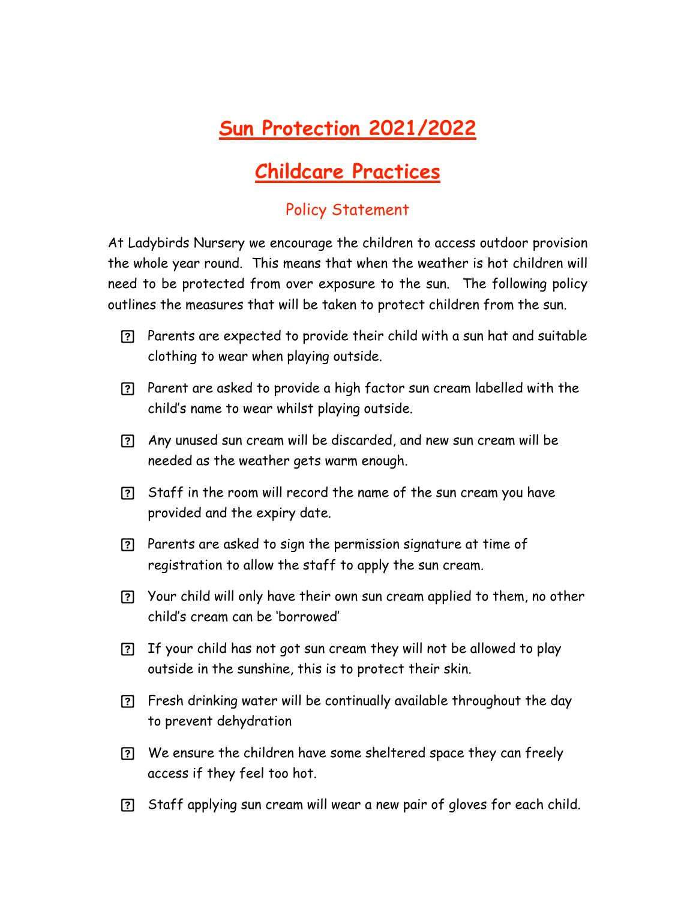# Sun Protection 2021/2022

# Childcare Practices

## Policy Statement

At Ladybirds Nursery we encourage the children to access outdoor provision the whole year round. This means that when the weather is hot children will need to be protected from over exposure to the sun. The following policy outlines the measures that will be taken to protect children from the sun.

- Parents are expected to provide their child with a sun hat and suitable clothing to wear when playing outside.
- Parent are asked to provide a high factor sun cream labelled with the child's name to wear whilst playing outside.
- Any unused sun cream will be discarded, and new sun cream will be needed as the weather gets warm enough.
- Staff in the room will record the name of the sun cream you have provided and the expiry date.
- Parents are asked to sign the permission signature at time of registration to allow the staff to apply the sun cream.
- Your child will only have their own sun cream applied to them, no other child's cream can be 'borrowed'
- If your child has not got sun cream they will not be allowed to play outside in the sunshine, this is to protect their skin.
- Fresh drinking water will be continually available throughout the day to prevent dehydration
- We ensure the children have some sheltered space they can freely access if they feel too hot.
- Staff applying sun cream will wear a new pair of gloves for each child.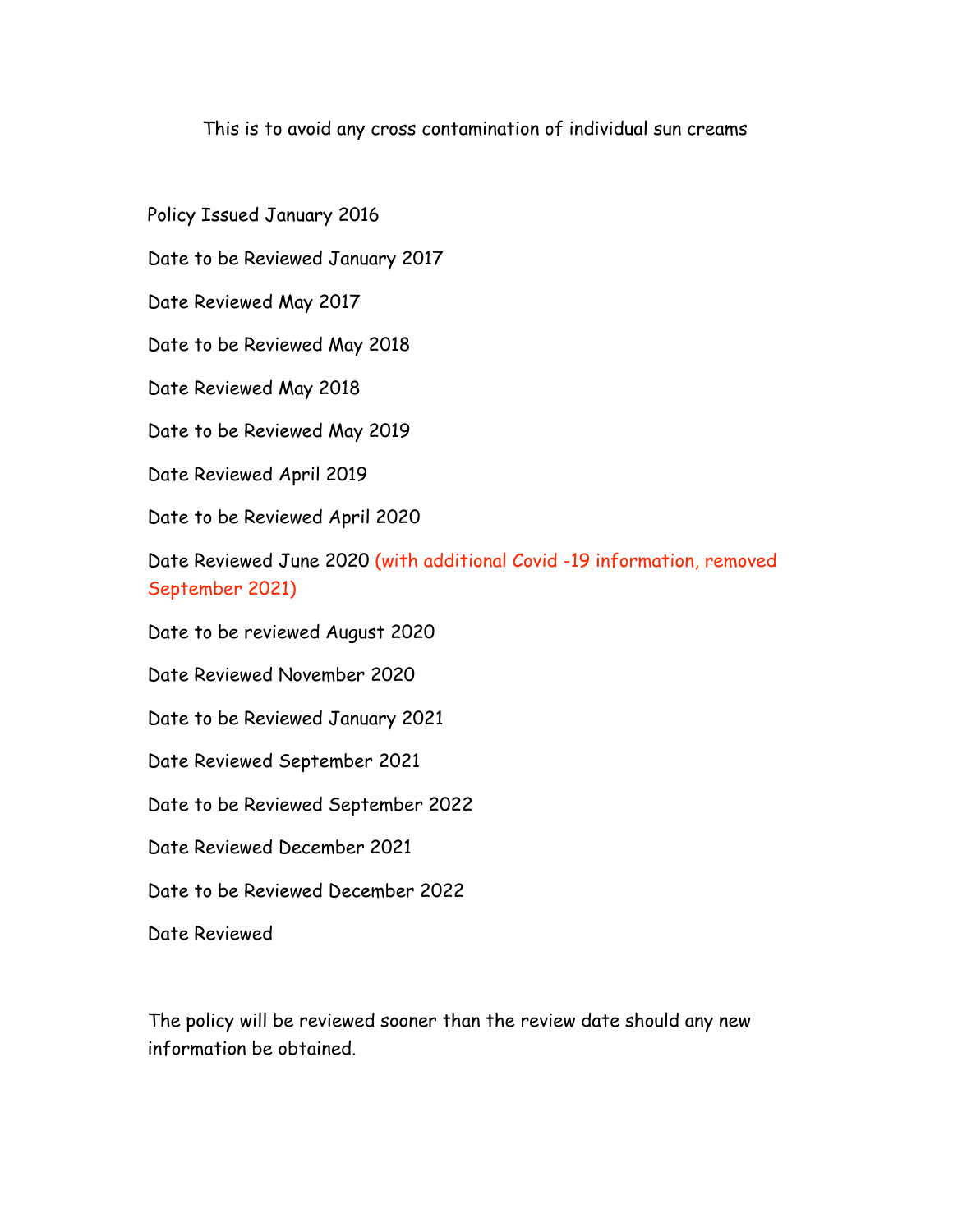This is to avoid any cross contamination of individual sun creams

Policy Issued January 2016

Date to be Reviewed January 2017

Date Reviewed May 2017

Date to be Reviewed May 2018

Date Reviewed May 2018

Date to be Reviewed May 2019

Date Reviewed April 2019

Date to be Reviewed April 2020

Date Reviewed June 2020 (with additional Covid -19 information, removed September 2021)

Date to be reviewed August 2020

Date Reviewed November 2020

Date to be Reviewed January 2021

Date Reviewed September 2021

Date to be Reviewed September 2022

Date Reviewed December 2021

Date to be Reviewed December 2022

Date Reviewed

The policy will be reviewed sooner than the review date should any new information be obtained.